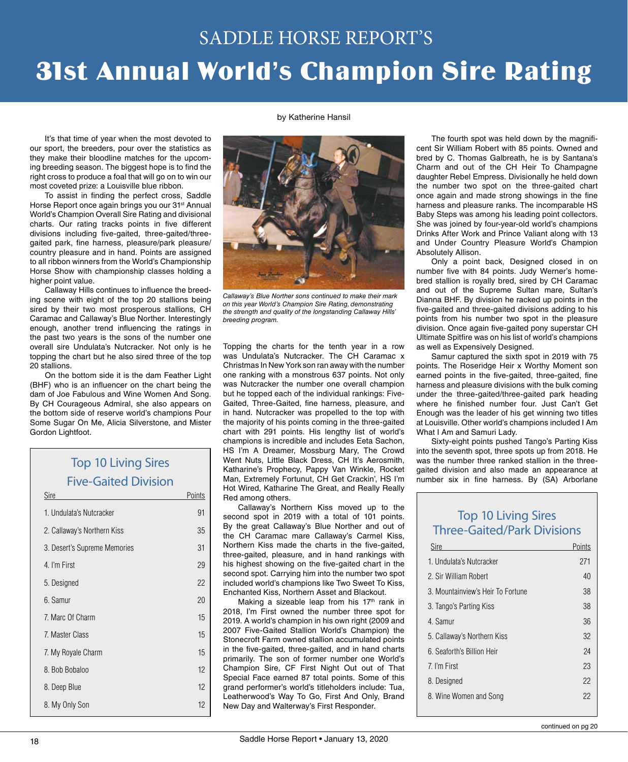# SADDLE HORSE REPORT'S

# 31st Annual World's Champion Sire Rating

by Katherine Hansil

It's that time of year when the most devoted to our sport, the breeders, pour over the statistics as they make their bloodline matches for the upcoming breeding season. The biggest hope is to find the right cross to produce a foal that will go on to win our most coveted prize: a Louisville blue ribbon.

To assist in finding the perfect cross, Saddle Horse Report once again brings you our 31st Annual World's Champion Overall Sire Rating and divisional charts. Our rating tracks points in five different divisions including five-gaited, three-gaited/three-gaited park, fine harness, pleasure/park pleasure/country pleasure and in hand. Points are assigned to all ribbon winners from the World's Championship Horse Show with championship classes holding a higher point value.

Callaway Hills continues to influence the breeding scene with eight of the top 20 stallions being sired by their two most prosperous stallions, CH Caramac and Callaway's Blue Norther. Interestingly enough, another trend influencing the ratings in the past two years is the sons of the number one overall sire Undulata's Nutcracker. Not only is he topping the chart but he also sired three of the top 20 stallions.

On the bottom side it is the dam Feather Light (BHF) who is an influencer on the chart being the dam of Joe Fabulous and Wine Women And Song. By CH Courageous Admiral, she also appears on the bottom side of reserve world's champions Pour Some Sugar On Me, Alicia Silverstone, and Mister Gordon Lightfoot.

### Top 10 Living Sires Five-Gaited Division

| Sire | Points |
|---|---|
| 1. Undulata's Nutcracker | 91 |
| 2. Callaway's Northern Kiss | 35 |
| 3. Desert's Supreme Memories | 31 |
| 4. I'm First | 29 |
| 5. Designed | 22 |
| 6. Samur | 20 |
| 7. Marc Of Charm | 15 |
| 7. Master Class | 15 |
| 7. My Royale Charm | 15 |
| 8. Bob Bobaloo | 12 |
| 8. Deep Blue | 12 |
| 8. My Only Son | 12 |

*Callaway's Blue Norther sons continued to make their mark on this year World's Champion Sire Rating, demonstrating the strength and quality of the longstanding Callaway Hills' breeding program.*

Topping the charts for the tenth year in a row was Undulata's Nutcracker. The CH Caramac x Christmas In New York son ran away with the number one ranking with a monstrous 637 points. Not only was Nutcracker the number one overall champion but he topped each of the individual rankings: Five-Gaited, Three-Gaited, fine harness, pleasure, and in hand. Nutcracker was propelled to the top with the majority of his points coming in the three-gaited chart with 291 points. His lengthy list of world's champions is incredible and includes Eeta Sachon, HS I'm A Dreamer, Mossburg Mary, The Crowd Went Nuts, Little Black Dress, CH It's Aerosmith, Katharine's Prophecy, Pappy Van Winkle, Rocket Man, Extremely Fortunut, CH Get Crackin', HS I'm Hot Wired, Katharine The Great, and Really Really Red among others.

Callaway's Northern Kiss moved up to the second spot in 2019 with a total of 101 points. By the great Callaway's Blue Norther and out of the CH Caramac mare Callaway's Carmel Kiss, Northern Kiss made the charts in the five-gaited, three-gaited, pleasure, and in hand rankings with his highest showing on the five-gaited chart in the second spot. Carrying him into the number two spot included world's champions like Two Sweet To Kiss, Enchanted Kiss, Northern Asset and Blackout.

Making a sizeable leap from his 17th rank in 2018, I'm First owned the number three spot for 2019. A world's champion in his own right (2009 and 2007 Five-Gaited Stallion World's Champion) the Stonecroft Farm owned stallion accumulated points in the five-gaited, three-gaited, and in hand charts primarily. The son of former number one World's Champion Sire, CF First Night Out out of That Special Face earned 87 total points. Some of this grand performer's world's titleholders include: Tua, Leatherwood's Way To Go, First And Only, Brand New Day and Walterway's First Responder.

The fourth spot was held down by the magnificent Sir William Robert with 85 points. Owned and bred by C. Thomas Galbreath, he is by Santana's Charm and out of the CH Heir To Champagne daughter Rebel Empress. Divisionally he held down the number two spot on the three-gaited chart once again and made strong showings in the fine harness and pleasure ranks. The incomparable HS Baby Steps was among his leading point collectors. She was joined by four-year-old world's champions Drinks After Work and Prince Valiant along with 13 and Under Country Pleasure World's Champion Absolutely Allison.

Only a point back, Designed closed in on number five with 84 points. Judy Werner's home-bred stallion is royally bred, sired by CH Caramac and out of the Supreme Sultan mare, Sultan's Dianna BHF. By division he racked up points in the five-gaited and three-gaited divisions adding to his points from his number two spot in the pleasure division. Once again five-gaited pony superstar CH Ultimate Spitfire was on his list of world's champions as well as Expensively Designed.

Samur captured the sixth spot in 2019 with 75 points. The Roseridge Heir x Worthy Moment son earned points in the five-gaited, fine harness and pleasure divisions with the bulk coming under the three-gaited/three-gaited park heading where he finished number four. Just Can't Get Enough was the leader of his get winning two titles at Louisville. Other world's champions included I Am What I Am and Samuri Lady.

Sixty-eight points pushed Tango's Parting Kiss into the seventh spot, three spots up from 2018. He was the number three ranked stallion in the three-gaited division and also made an appearance at number six in fine harness. By (SA) Arborlane

### Top 10 Living Sires Three-Gaited/Park Divisions

| Sire | Points |
|---|---|
| 1. Undulata's Nutcracker | 271 |
| 2. Sir William Robert | 40 |
| 3. Mountainview's Heir To Fortune | 38 |
| 3. Tango's Parting Kiss | 38 |
| 4. Samur | 36 |
| 5. Callaway's Northern Kiss | 32 |
| 6. Seaforth's Billion Heir | 24 |
| 7. I'm First | 23 |
| 8. Designed | 22 |
| 8. Wine Women and Song | 22 |

continued on pg 20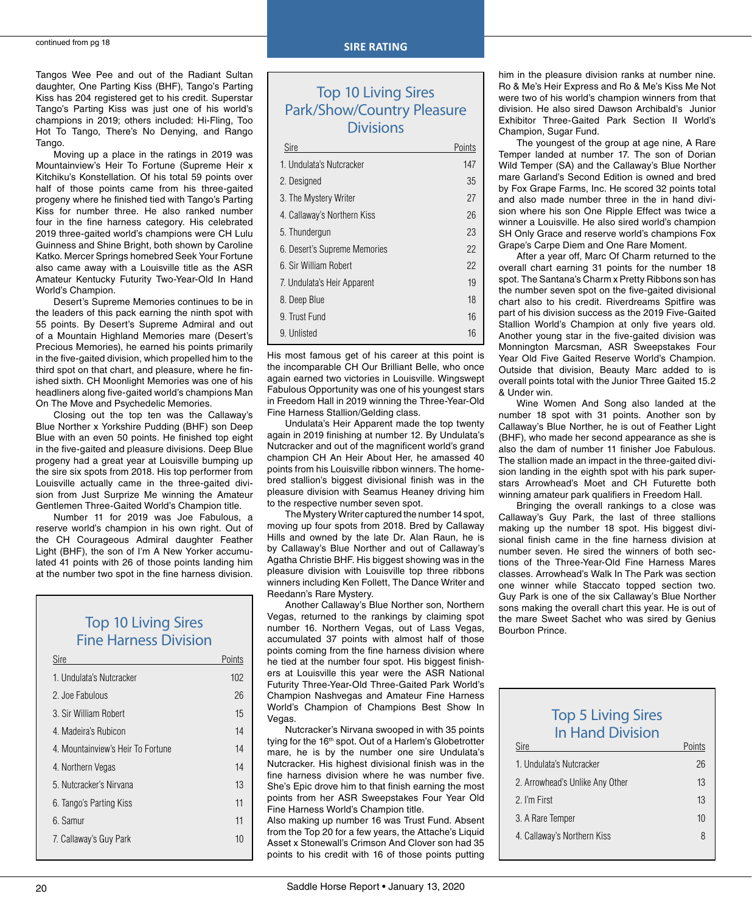continued from pg 18

Tangos Wee Pee and out of the Radiant Sultan daughter, One Parting Kiss (BHF), Tango's Parting Kiss has 204 registered get to his credit. Superstar Tango's Parting Kiss was just one of his world's champions in 2019; others included: Hi-Fling, Too Hot To Tango, There's No Denying, and Rango Tango.

Moving up a place in the ratings in 2019 was Mountainview's Heir To Fortune (Supreme Heir x Kitchiku's Konstellation. Of his total 59 points over half of those points came from his three-gaited progeny where he finished tied with Tango's Parting Kiss for number three. He also ranked number four in the fine harness category. His celebrated 2019 three-gaited world's champions were CH Lulu Guinness and Shine Bright, both shown by Caroline Katko. Mercer Springs homebred Seek Your Fortune also came away with a Louisville title as the ASR Amateur Kentucky Futurity Two-Year-Old In Hand World's Champion.

Desert's Supreme Memories continues to be in the leaders of this pack earning the ninth spot with 55 points. By Desert's Supreme Admiral and out of a Mountain Highland Memories mare (Desert's Precious Memories), he earned his points primarily in the five-gaited division, which propelled him to the third spot on that chart, and pleasure, where he finished sixth. CH Moonlight Memories was one of his headliners along five-gaited world's champions Man On The Move and Psychedelic Memories.

Closing out the top ten was the Callaway's Blue Norther x Yorkshire Pudding (BHF) son Deep Blue with an even 50 points. He finished top eight in the five-gaited and pleasure divisions. Deep Blue progeny had a great year at Louisville bumping up the sire six spots from 2018. His top performer from Louisville actually came in the three-gaited division from Just Surprize Me winning the Amateur Gentlemen Three-Gaited World's Champion title.

Number 11 for 2019 was Joe Fabulous, a reserve world's champion in his own right. Out of the CH Courageous Admiral daughter Feather Light (BHF), the son of I'm A New Yorker accumulated 41 points with 26 of those points landing him at the number two spot in the fine harness division.

## Top 10 Living Sires Fine Harness Division

| Sire | Points |
|---|---|
| 1. Undulata's Nutcracker | 102 |
| 2. Joe Fabulous | 26 |
| 3. Sir William Robert | 15 |
| 4. Madeira's Rubicon | 14 |
| 4. Mountainview's Heir To Fortune | 14 |
| 4. Northern Vegas | 14 |
| 5. Nutcracker's Nirvana | 13 |
| 6. Tango's Parting Kiss | 11 |
| 6. Samur | 11 |
| 7. Callaway's Guy Park | 10 |

## SIRE RATING

## Top 10 Living Sires Park/Show/Country Pleasure Divisions

| Sire | Points |
|---|---|
| 1. Undulata's Nutcracker | 147 |
| 2. Designed | 35 |
| 3. The Mystery Writer | 27 |
| 4. Callaway's Northern Kiss | 26 |
| 5. Thundergun | 23 |
| 6. Desert's Supreme Memories | 22 |
| 6. Sir William Robert | 22 |
| 7. Undulata's Heir Apparent | 19 |
| 8. Deep Blue | 18 |
| 9. Trust Fund | 16 |
| 9. Unlisted | 16 |

His most famous get of his career at this point is the incomparable CH Our Brilliant Belle, who once again earned two victories in Louisville. Wingswept Fabulous Opportunity was one of his youngest stars in Freedom Hall in 2019 winning the Three-Year-Old Fine Harness Stallion/Gelding class.

Undulata's Heir Apparent made the top twenty again in 2019 finishing at number 12. By Undulata's Nutcracker and out of the magnificent world's grand champion CH An Heir About Her, he amassed 40 points from his Louisville ribbon winners. The homebred stallion's biggest divisional finish was in the pleasure division with Seamus Heaney driving him to the respective number seven spot.

The Mystery Writer captured the number 14 spot, moving up four spots from 2018. Bred by Callaway Hills and owned by the late Dr. Allan Raun, he is by Callaway's Blue Norther and out of Callaway's Agatha Christie BHF. His biggest showing was in the pleasure division with Louisville top three ribbons winners including Ken Follett, The Dance Writer and Reedann's Rare Mystery.

Another Callaway's Blue Norther son, Northern Vegas, returned to the rankings by claiming spot number 16. Northern Vegas, out of Lass Vegas, accumulated 37 points with almost half of those points coming from the fine harness division where he tied at the number four spot. His biggest finishers at Louisville this year were the ASR National Futurity Three-Year-Old Three-Gaited Park World's Champion Nashvegas and Amateur Fine Harness World's Champion of Champions Best Show In Vegas.

Nutcracker's Nirvana swooped in with 35 points tying for the 16th spot. Out of a Harlem's Globetrotter mare, he is by the number one sire Undulata's Nutcracker. His highest divisional finish was in the fine harness division where he was number five. She's Epic drove him to that finish earning the most points from her ASR Sweepstakes Four Year Old Fine Harness World's Champion title.

Also making up number 16 was Trust Fund. Absent from the Top 20 for a few years, the Attache's Liquid Asset x Stonewall's Crimson And Clover son had 35 points to his credit with 16 of those points putting him in the pleasure division ranks at number nine. Ro & Me's Heir Express and Ro & Me's Kiss Me Not were two of his world's champion winners from that division. He also sired Dawson Archibald's Junior Exhibitor Three-Gaited Park Section II World's Champion, Sugar Fund.

The youngest of the group at age nine, A Rare Temper landed at number 17. The son of Dorian Wild Temper (SA) and the Callaway's Blue Norther mare Garland's Second Edition is owned and bred by Fox Grape Farms, Inc. He scored 32 points total and also made number three in the in hand division where his son One Ripple Effect was twice a winner a Louisville. He also sired world's champion SH Only Grace and reserve world's champions Fox Grape's Carpe Diem and One Rare Moment.

After a year off, Marc Of Charm returned to the overall chart earning 31 points for the number 18 spot. The Santana's Charm x Pretty Ribbons son has the number seven spot on the five-gaited divisional chart also to his credit. Riverdreams Spitfire was part of his division success as the 2019 Five-Gaited Stallion World's Champion at only five years old. Another young star in the five-gaited division was Monnington Marcsman, ASR Sweepstakes Four Year Old Five Gaited Reserve World's Champion. Outside that division, Beauty Marc added to is overall points total with the Junior Three Gaited 15.2 & Under win.

Wine Women And Song also landed at the number 18 spot with 31 points. Another son by Callaway's Blue Norther, he is out of Feather Light (BHF), who made her second appearance as she is also the dam of number 11 finisher Joe Fabulous. The stallion made an impact in the three-gaited division landing in the eighth spot with his park superstars Arrowhead's Moet and CH Futurette both winning amateur park qualifiers in Freedom Hall.

Bringing the overall rankings to a close was Callaway's Guy Park, the last of three stallions making up the number 18 spot. His biggest divisional finish came in the fine harness division at number seven. He sired the winners of both sections of the Three-Year-Old Fine Harness Mares classes. Arrowhead's Walk In The Park was section one winner while Staccato topped section two. Guy Park is one of the six Callaway's Blue Norther sons making the overall chart this year. He is out of the mare Sweet Sachet who was sired by Genius Bourbon Prince.

## Top 5 Living Sires In Hand Division

| Sire | Points |
|---|---|
| 1. Undulata's Nutcracker | 26 |
| 2. Arrowhead's Unlike Any Other | 13 |
| 2. I'm First | 13 |
| 3. A Rare Temper | 10 |
| 4. Callaway's Northern Kiss | 8 |